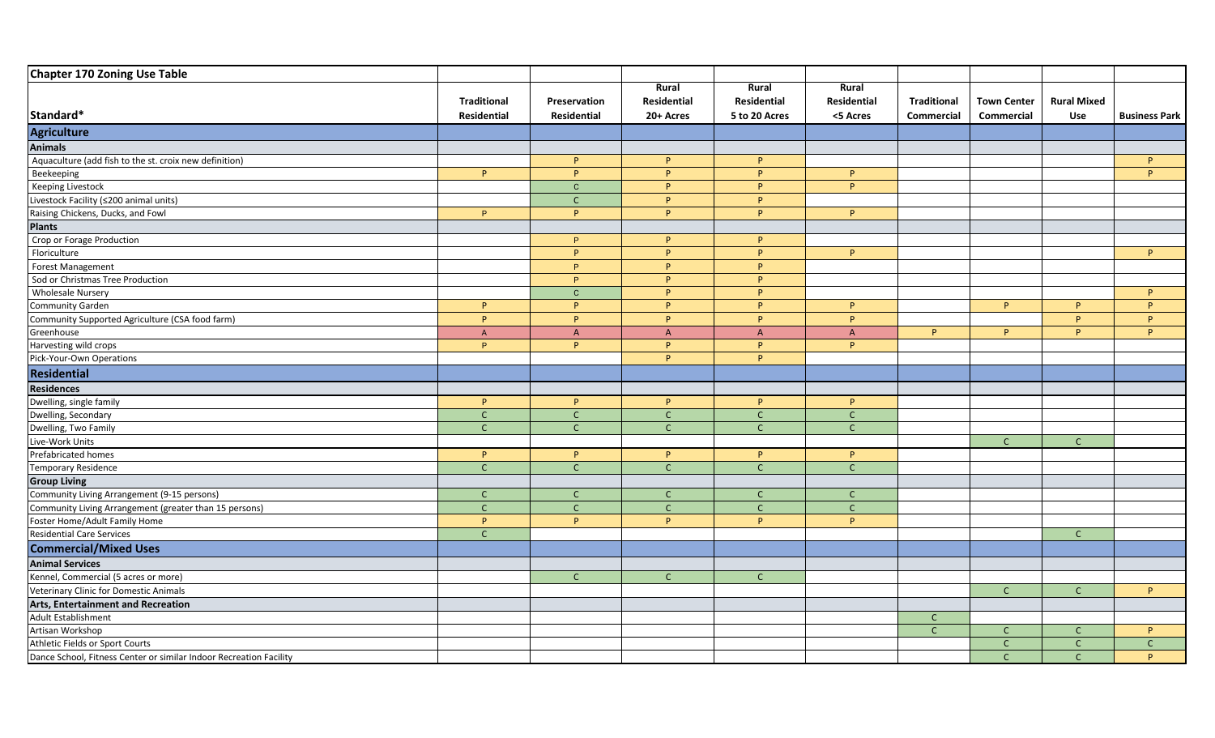| Chapter 170 Zoning Use Table | | | | | | | | | |
|---|---|---|---|---|---|---|---|---|---|
| Standard* | Traditional Residential | Preservation Residential | Rural Residential 20+ Acres | Rural Residential 5 to 20 Acres | Rural Residential <5 Acres | Traditional Commercial | Town Center Commercial | Rural Mixed Use | Business Park |
| **Agriculture** | | | | | | | | | |
| **Animals** | | | | | | | | | |
| Aquaculture (add fish to the st. croix new definition) | | P | P | P | | | | | P |
| Beekeeping | P | P | P | P | P | | | | P |
| Keeping Livestock | | C | P | P | P | | | | |
| Livestock Facility (≤200 animal units) | | C | P | P | | | | | |
| Raising Chickens, Ducks, and Fowl | P | P | P | P | P | | | | |
| **Plants** | | | | | | | | | |
| Crop or Forage Production | | P | P | P | | | | | |
| Floriculture | | P | P | P | P | | | | P |
| Forest Management | | P | P | P | | | | | |
| Sod or Christmas Tree Production | | P | P | P | | | | | |
| Wholesale Nursery | | C | P | P | | | | | P |
| Community Garden | P | P | P | P | P | | P | P | P |
| Community Supported Agriculture (CSA food farm) | P | P | P | P | P | | | P | P |
| Greenhouse | A | A | A | A | A | P | P | P | P |
| Harvesting wild crops | P | P | P | P | P | | | | |
| Pick-Your-Own Operations | | | P | P | | | | | |
| **Residential** | | | | | | | | | |
| **Residences** | | | | | | | | | |
| Dwelling, single family | P | P | P | P | P | | | | |
| Dwelling, Secondary | C | C | C | C | C | | | | |
| Dwelling, Two Family | C | C | C | C | C | | | | |
| Live-Work Units | | | | | | | C | C | |
| Prefabricated homes | P | P | P | P | P | | | | |
| Temporary Residence | C | C | C | C | C | | | | |
| **Group Living** | | | | | | | | | |
| Community Living Arrangement (9-15 persons) | C | C | C | C | C | | | | |
| Community Living Arrangement (greater than 15 persons) | C | C | C | C | C | | | | |
| Foster Home/Adult Family Home | P | P | P | P | P | | | | |
| Residential Care Services | C | | | | | | | C | |
| **Commercial/Mixed Uses** | | | | | | | | | |
| **Animal Services** | | | | | | | | | |
| Kennel, Commercial (5 acres or more) | | C | C | C | | | | | |
| Veterinary Clinic for Domestic Animals | | | | | | | C | C | P |
| **Arts, Entertainment and Recreation** | | | | | | | | | |
| Adult Establishment | | | | | | C | | | |
| Artisan Workshop | | | | | | C | C | C | P |
| Athletic Fields or Sport Courts | | | | | | | C | C | C |
| Dance School, Fitness Center or similar Indoor Recreation Facility | | | | | | | C | C | P |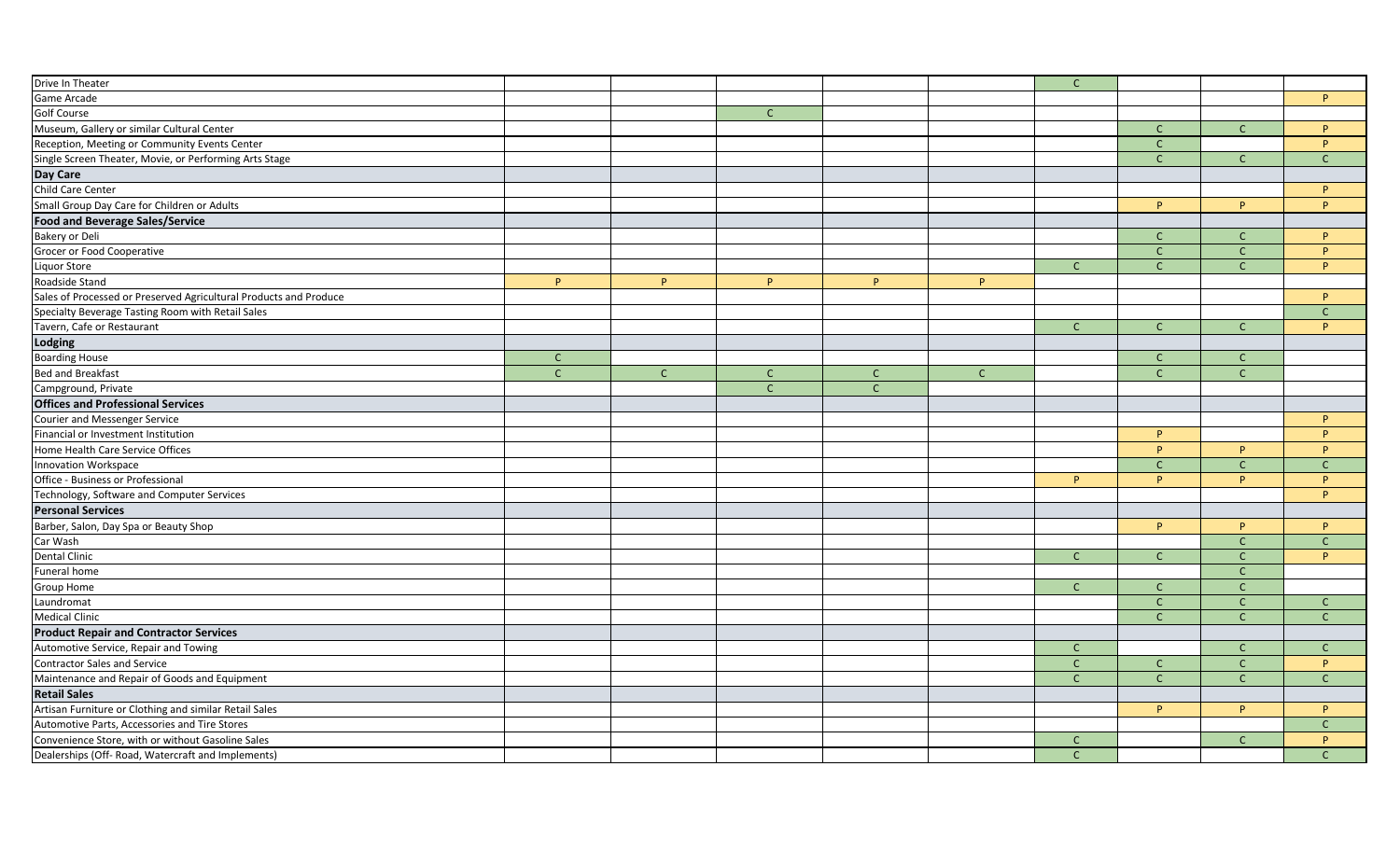| | | | | | | | | | |
|---|---|---|---|---|---|---|---|---|---|
| Drive In Theater | | | | | | C | | | |
| Game Arcade | | | | | | | | | P |
| Golf Course | | | C | | | | | | |
| Museum, Gallery or similar Cultural Center | | | | | | | C | C | P |
| Reception, Meeting or Community Events Center | | | | | | | C | | P |
| Single Screen Theater, Movie, or Performing Arts Stage | | | | | | | C | C | C |
| **Day Care** | | | | | | | | | |
| Child Care Center | | | | | | | | | P |
| Small Group Day Care for Children or Adults | | | | | | | P | P | P |
| **Food and Beverage Sales/Service** | | | | | | | | | |
| Bakery or Deli | | | | | | | C | C | P |
| Grocer or Food Cooperative | | | | | | | C | C | P |
| Liquor Store | | | | | | C | C | C | P |
| Roadside Stand | P | P | P | P | P | | | | |
| Sales of Processed or Preserved Agricultural Products and Produce | | | | | | | | | P |
| Specialty Beverage Tasting Room with Retail Sales | | | | | | | | | C |
| Tavern, Cafe or Restaurant | | | | | | C | C | C | P |
| **Lodging** | | | | | | | | | |
| Boarding House | C | | | | | | C | C | |
| Bed and Breakfast | C | C | C | C | C | | C | C | |
| Campground, Private | | | C | C | | | | | |
| **Offices and Professional Services** | | | | | | | | | |
| Courier and Messenger Service | | | | | | | | | P |
| Financial or Investment Institution | | | | | | | P | | P |
| Home Health Care Service Offices | | | | | | | P | P | P |
| Innovation Workspace | | | | | | | C | C | C |
| Office - Business or Professional | | | | | | P | P | P | P |
| Technology, Software and Computer Services | | | | | | | | | P |
| **Personal Services** | | | | | | | | | |
| Barber, Salon, Day Spa or Beauty Shop | | | | | | | P | P | P |
| Car Wash | | | | | | | | C | C |
| Dental Clinic | | | | | | C | C | C | P |
| Funeral home | | | | | | | | C | |
| Group Home | | | | | | C | C | C | |
| Laundromat | | | | | | | C | C | C |
| Medical Clinic | | | | | | | C | C | C |
| **Product Repair and Contractor Services** | | | | | | | | | |
| Automotive Service, Repair and Towing | | | | | | C | | C | C |
| Contractor Sales and Service | | | | | | C | C | C | P |
| Maintenance and Repair of Goods and Equipment | | | | | | C | C | C | C |
| **Retail Sales** | | | | | | | | | |
| Artisan Furniture or Clothing and similar Retail Sales | | | | | | | P | P | P |
| Automotive Parts, Accessories and Tire Stores | | | | | | | | | C |
| Convenience Store, with or without Gasoline Sales | | | | | | C | | C | P |
| Dealerships (Off- Road, Watercraft and Implements) | | | | | | C | | | C |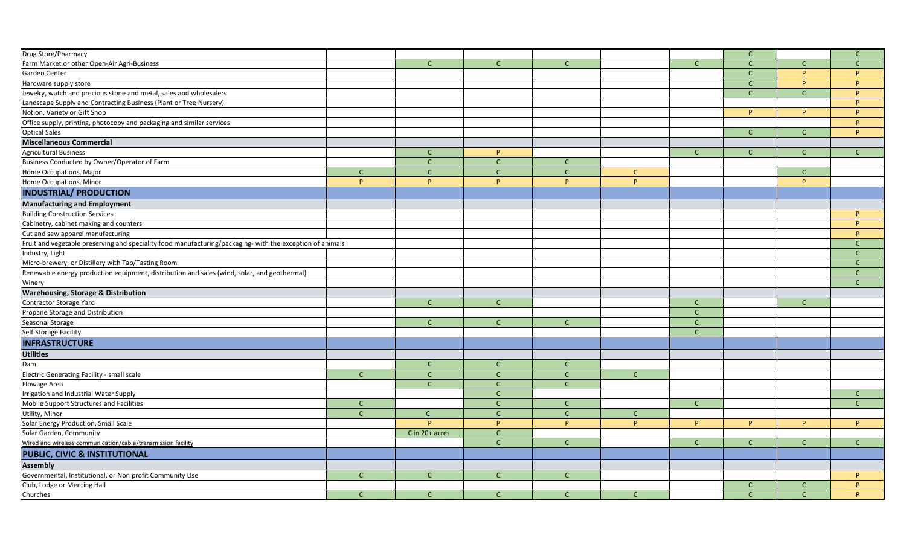| | | | | | | | | | |
|---|---|---|---|---|---|---|---|---|---|
| Drug Store/Pharmacy | | | | | | | C | | C |
| Farm Market or other Open-Air Agri-Business | | C | C | C | | C | C | C | C |
| Garden Center | | | | | | | C | P | P |
| Hardware supply store | | | | | | | C | P | P |
| Jewelry, watch and precious stone and metal, sales and wholesalers | | | | | | | C | C | P |
| Landscape Supply and Contracting Business (Plant or Tree Nursery) | | | | | | | | | P |
| Notion, Variety or Gift Shop | | | | | | | P | P | P |
| Office supply, printing, photocopy and packaging and similar services | | | | | | | | | P |
| Optical Sales | | | | | | | C | C | P |
| **Miscellaneous Commercial** | | | | | | | | | |
| Agricultural Business | | C | P | | | C | C | C | C |
| Business Conducted by Owner/Operator of Farm | | C | C | C | | | | | |
| Home Occupations, Major | C | C | C | C | C | | | C | |
| Home Occupations, Minor | P | P | P | P | P | | | P | |
| **INDUSTRIAL/ PRODUCTION** | | | | | | | | | |
| **Manufacturing and Employment** | | | | | | | | | |
| Building Construction Services | | | | | | | | | P |
| Cabinetry, cabinet making and counters | | | | | | | | | P |
| Cut and sew apparel manufacturing | | | | | | | | | P |
| Fruit and vegetable preserving and speciality food manufacturing/packaging- with the exception of animals | | | | | | | | | C |
| Industry, Light | | | | | | | | | C |
| Micro-brewery, or Distillery with Tap/Tasting Room | | | | | | | | | C |
| Renewable energy production equipment, distribution and sales (wind, solar, and geothermal) | | | | | | | | | C |
| Winery | | | | | | | | | C |
| **Warehousing, Storage & Distribution** | | | | | | | | | |
| Contractor Storage Yard | | C | C | | | C | | C | |
| Propane Storage and Distribution | | | | | | C | | | |
| Seasonal Storage | | C | C | C | | C | | | |
| Self Storage Facility | | | | | | C | | | |
| **INFRASTRUCTURE** | | | | | | | | | |
| **Utilities** | | | | | | | | | |
| Dam | | C | C | C | | | | | |
| Electric Generating Facility - small scale | C | C | C | C | C | | | | |
| Flowage Area | | C | C | C | | | | | |
| Irrigation and Industrial Water Supply | | | C | | | | | | C |
| Mobile Support Structures and Facilities | C | | C | C | | C | | | C |
| Utility, Minor | C | C | C | C | C | | | | |
| Solar Energy Production, Small Scale | | P | P | P | P | P | P | P | P |
| Solar Garden, Community | | C in 20+ acres | C | | | | | | |
| Wired and wireless communication/cable/transmission facility | | | C | C | | C | C | C | C |
| **PUBLIC, CIVIC & INSTITUTIONAL** | | | | | | | | | |
| **Assembly** | | | | | | | | | |
| Governmental, Institutional, or Non profit Community Use | C | C | C | C | | | | | P |
| Club, Lodge or Meeting Hall | | | | | | | C | C | P |
| Churches | C | C | C | C | C | | C | C | P |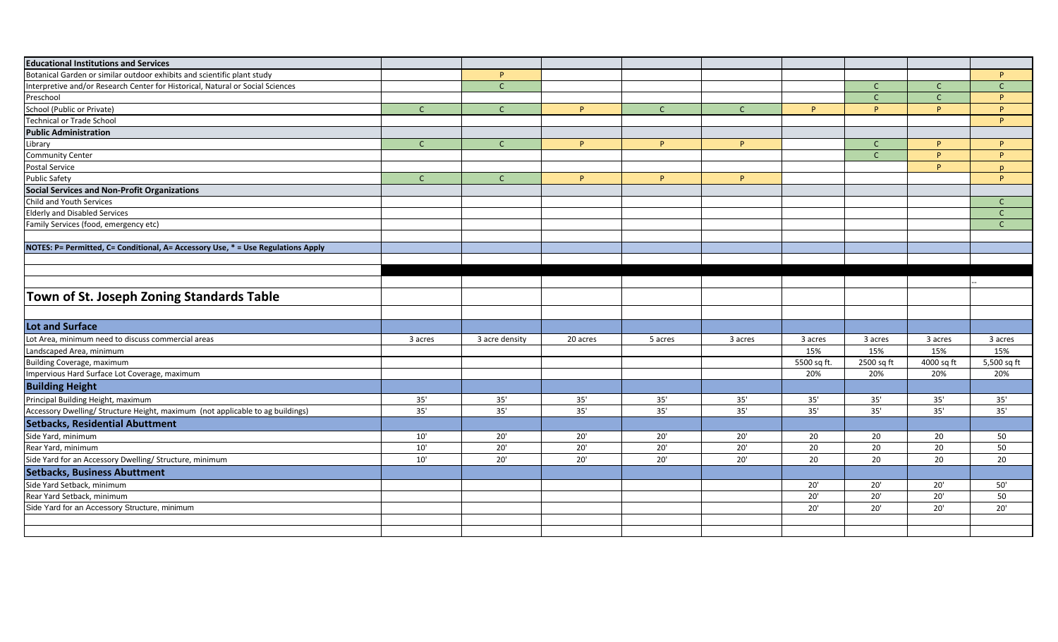| | | | | | | | | | |
|---|---|---|---|---|---|---|---|---|---|
| **Educational Institutions and Services** | | | | | | | | | |
| Botanical Garden or similar outdoor exhibits and scientific plant study | | P | | | | | | | P |
| Interpretive and/or Research Center for Historical, Natural or Social Sciences | | C | | | | | C | C | C |
| Preschool | | | | | | | C | C | P |
| School (Public or Private) | C | C | P | C | C | P | P | P | P |
| Technical or Trade School | | | | | | | | | P |
| **Public Administration** | | | | | | | | | |
| Library | C | C | P | P | P | | C | P | P |
| Community Center | | | | | | | C | P | P |
| Postal Service | | | | | | | | P | p |
| Public Safety | C | C | P | P | P | | | | P |
| **Social Services and Non-Profit Organizations** | | | | | | | | | |
| Child and Youth Services | | | | | | | | | C |
| Elderly and Disabled Services | | | | | | | | | C |
| Family Services (food, emergency etc) | | | | | | | | | C |
| **NOTES: P= Permitted, C= Conditional, A= Accessory Use, * = Use Regulations Apply** | | | | | | | | | |

## Town of St. Joseph Zoning Standards Table

| | | | | | | | | | |
|---|---|---|---|---|---|---|---|---|---|
| **Lot and Surface** | | | | | | | | | |
| Lot Area, minimum need to discuss commercial areas | 3 acres | 3 acre density | 20 acres | 5 acres | 3 acres | 3 acres | 3 acres | 3 acres | 3 acres |
| Landscaped Area, minimum | | | | | | 15% | 15% | 15% | 15% |
| Building Coverage, maximum | | | | | | 5500 sq ft. | 2500 sq ft | 4000 sq ft | 5,500 sq ft |
| Impervious Hard Surface Lot Coverage, maximum | | | | | | 20% | 20% | 20% | 20% |
| **Building Height** | | | | | | | | | |
| Principal Building Height, maximum | 35' | 35' | 35' | 35' | 35' | 35' | 35' | 35' | 35' |
| Accessory Dwelling/ Structure Height, maximum (not applicable to ag buildings) | 35' | 35' | 35' | 35' | 35' | 35' | 35' | 35' | 35' |
| **Setbacks, Residential Abuttment** | | | | | | | | | |
| Side Yard, minimum | 10' | 20' | 20' | 20' | 20' | 20 | 20 | 20 | 50 |
| Rear Yard, minimum | 10' | 20' | 20' | 20' | 20' | 20 | 20 | 20 | 50 |
| Side Yard for an Accessory Dwelling/ Structure, minimum | 10' | 20' | 20' | 20' | 20' | 20 | 20 | 20 | 20 |
| **Setbacks, Business Abuttment** | | | | | | | | | |
| Side Yard Setback, minimum | | | | | | 20' | 20' | 20' | 50' |
| Rear Yard Setback, minimum | | | | | | 20' | 20' | 20' | 50 |
| Side Yard for an Accessory Structure, minimum | | | | | | 20' | 20' | 20' | 20' |